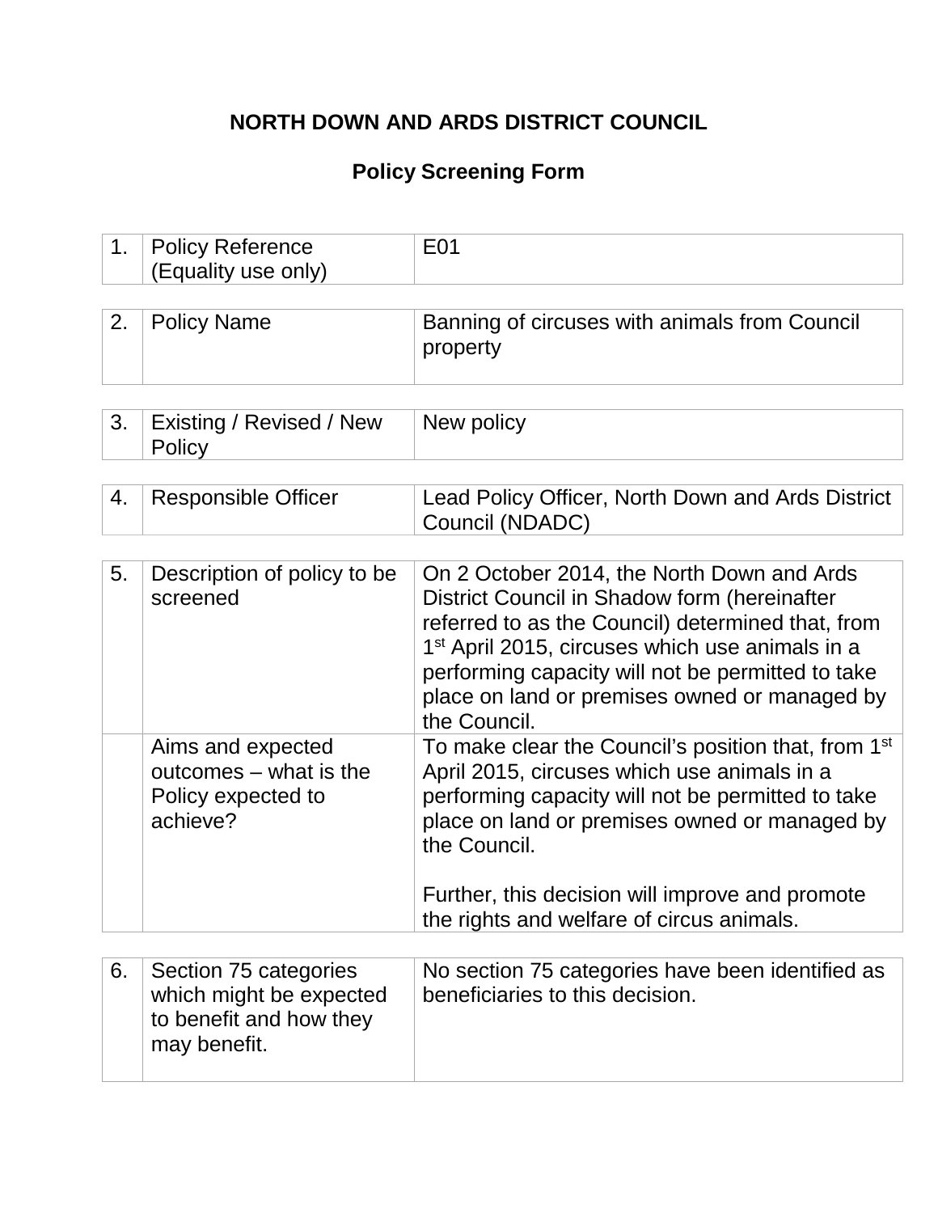# NORTH DOWN AND ARDS DISTRICT COUNCIL

## Policy Screening Form

| | | |
|---|---|---|
| 1. | Policy Reference (Equality use only) | E01 |

| | | |
|---|---|---|
| 2. | Policy Name | Banning of circuses with animals from Council property |

| | | |
|---|---|---|
| 3. | Existing / Revised / New Policy | New policy |

| | | |
|---|---|---|
| 4. | Responsible Officer | Lead Policy Officer, North Down and Ards District Council (NDADC) |

| | | |
|---|---|---|
| 5. | Description of policy to be screened | On 2 October 2014, the North Down and Ards District Council in Shadow form (hereinafter referred to as the Council) determined that, from 1st April 2015, circuses which use animals in a performing capacity will not be permitted to take place on land or premises owned or managed by the Council. |
| | Aims and expected outcomes – what is the Policy expected to achieve? | To make clear the Council's position that, from 1st April 2015, circuses which use animals in a performing capacity will not be permitted to take place on land or premises owned or managed by the Council.<br><br>Further, this decision will improve and promote the rights and welfare of circus animals. |

| | | |
|---|---|---|
| 6. | Section 75 categories which might be expected to benefit and how they may benefit. | No section 75 categories have been identified as beneficiaries to this decision. |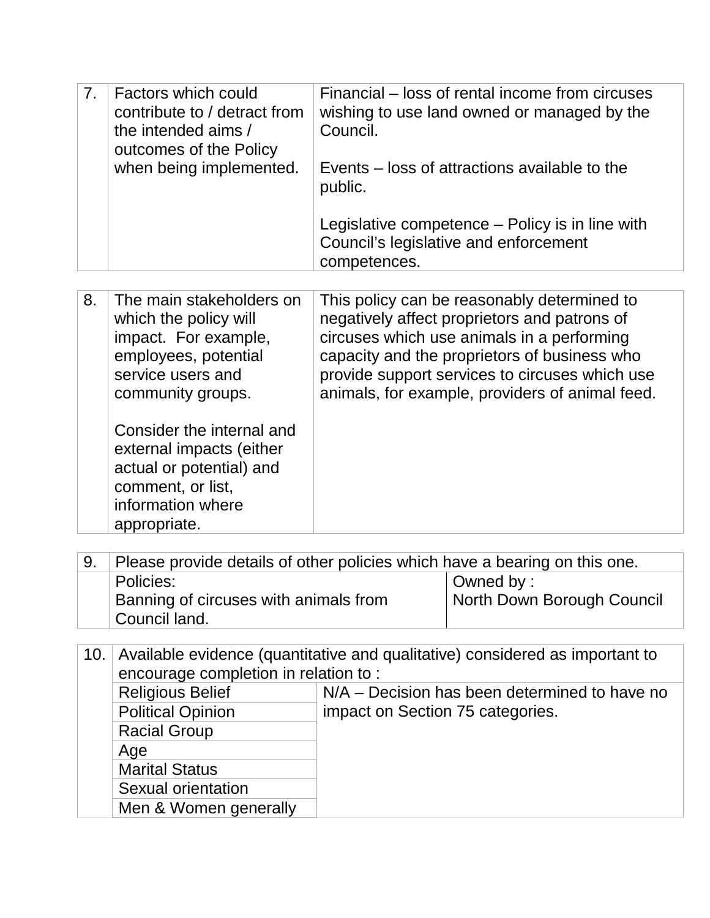| | | |
|---|---|---|
| 7. | Factors which could contribute to / detract from the intended aims / outcomes of the Policy when being implemented. | Financial – loss of rental income from circuses wishing to use land owned or managed by the Council.<br><br>Events – loss of attractions available to the public.<br><br>Legislative competence – Policy is in line with Council's legislative and enforcement competences. |

| | | |
|---|---|---|
| 8. | The main stakeholders on which the policy will impact. For example, employees, potential service users and community groups.<br><br>Consider the internal and external impacts (either actual or potential) and comment, or list, information where appropriate. | This policy can be reasonably determined to negatively affect proprietors and patrons of circuses which use animals in a performing capacity and the proprietors of business who provide support services to circuses which use animals, for example, providers of animal feed. |

| | | |
|---|---|---|
| 9. | Please provide details of other policies which have a bearing on this one. | |
| | Policies:<br>Banning of circuses with animals from Council land. | Owned by :<br>North Down Borough Council |

| | | |
|---|---|---|
| 10. | Available evidence (quantitative and qualitative) considered as important to encourage completion in relation to : | |
| | Religious Belief | N/A – Decision has been determined to have no impact on Section 75 categories. |
| | Political Opinion | |
| | Racial Group | |
| | Age | |
| | Marital Status | |
| | Sexual orientation | |
| | Men & Women generally | |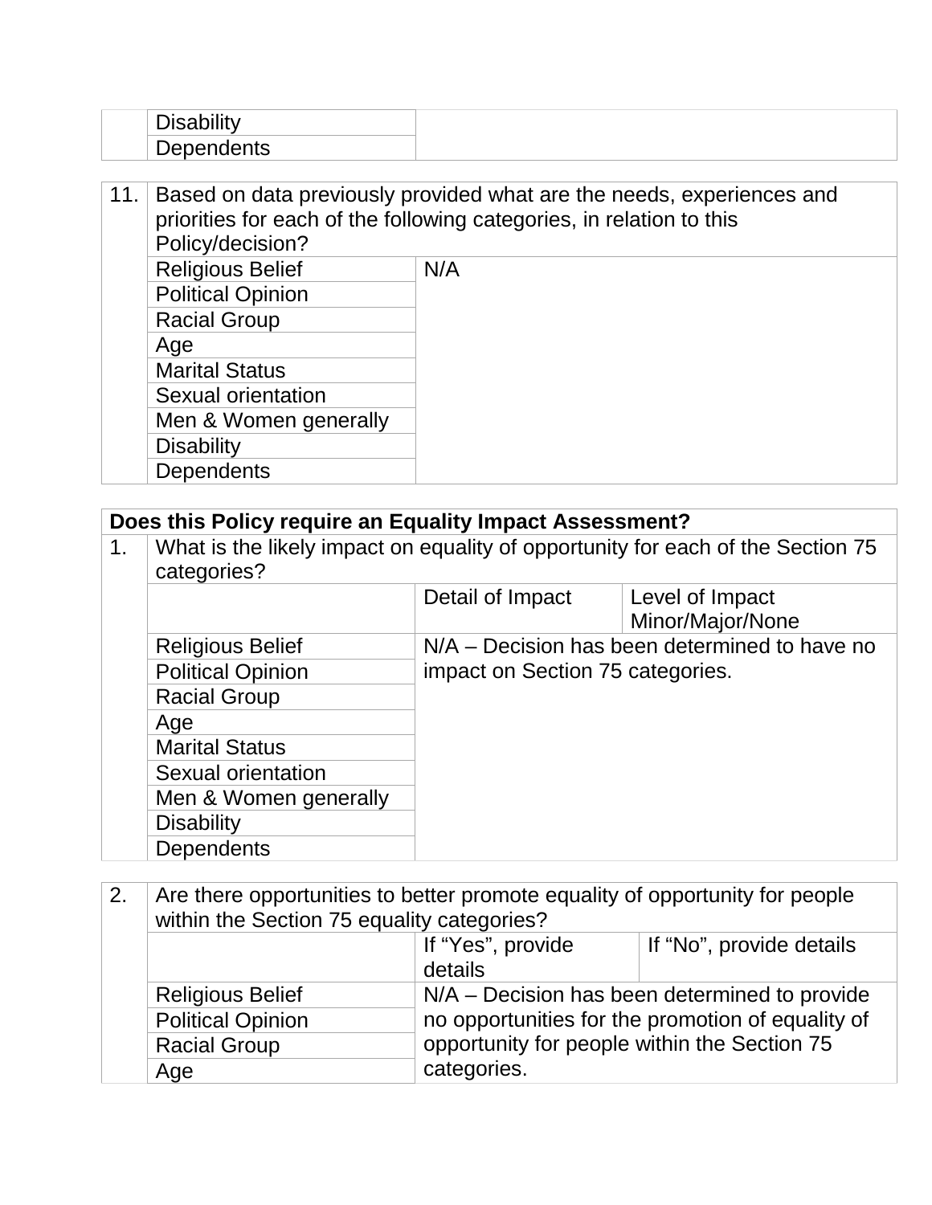| | | |
|---|---|---|
| | Disability | |
| | Dependents | |

| | | |
|---|---|---|
| 11. | Based on data previously provided what are the needs, experiences and priorities for each of the following categories, in relation to this Policy/decision? | |
| | Religious Belief | N/A |
| | Political Opinion | |
| | Racial Group | |
| | Age | |
| | Marital Status | |
| | Sexual orientation | |
| | Men & Women generally | |
| | Disability | |
| | Dependents | |

| | | | |
|---|---|---|---|
| **Does this Policy require an Equality Impact Assessment?** | | | |
| 1. | What is the likely impact on equality of opportunity for each of the Section 75 categories? | | |
| | | Detail of Impact | Level of Impact Minor/Major/None |
| | Religious Belief | N/A – Decision has been determined to have no impact on Section 75 categories. | |
| | Political Opinion | | |
| | Racial Group | | |
| | Age | | |
| | Marital Status | | |
| | Sexual orientation | | |
| | Men & Women generally | | |
| | Disability | | |
| | Dependents | | |

| | | | |
|---|---|---|---|
| 2. | Are there opportunities to better promote equality of opportunity for people within the Section 75 equality categories? | | |
| | | If "Yes", provide details | If "No", provide details |
| | Religious Belief | N/A – Decision has been determined to provide no opportunities for the promotion of equality of opportunity for people within the Section 75 categories. | |
| | Political Opinion | | |
| | Racial Group | | |
| | Age | | |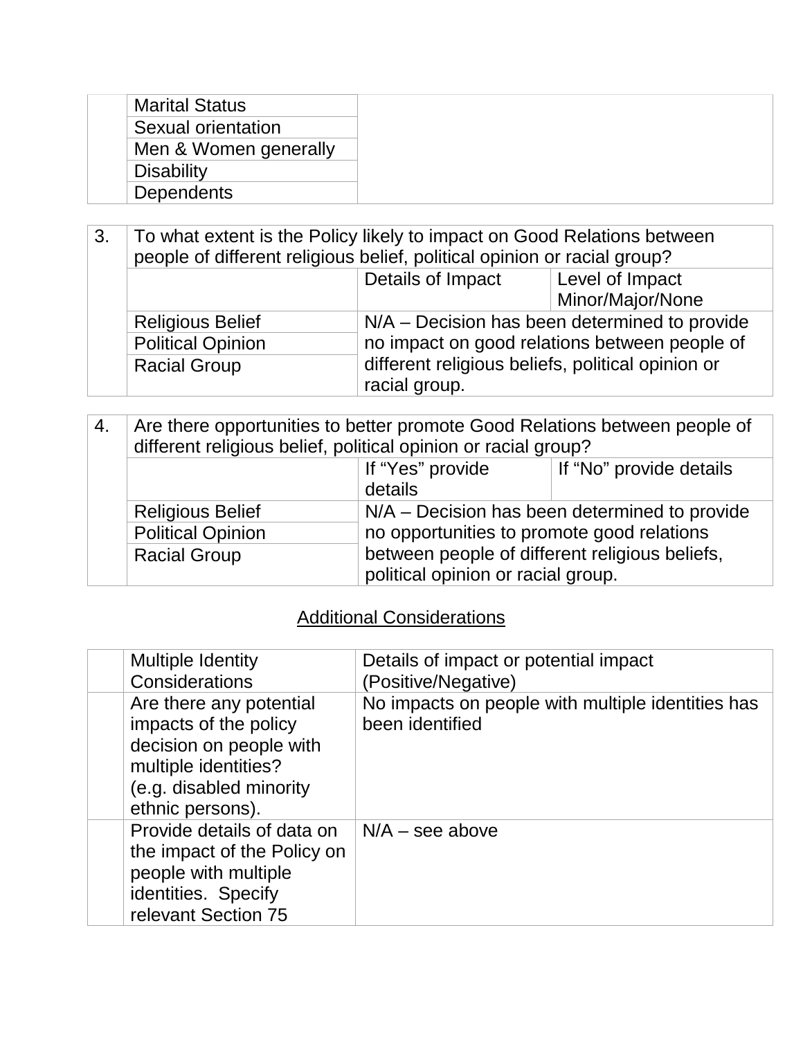| | | |
|---|---|---|
| | Marital Status | |
| | Sexual orientation | |
| | Men & Women generally | |
| | Disability | |
| | Dependents | |

| | | | |
|---|---|---|---|
| 3. | To what extent is the Policy likely to impact on Good Relations between people of different religious belief, political opinion or racial group? | | |
| | | Details of Impact | Level of Impact Minor/Major/None |
| | Religious Belief | N/A – Decision has been determined to provide no impact on good relations between people of different religious beliefs, political opinion or racial group. | |
| | Political Opinion | | |
| | Racial Group | | |

| | | | |
|---|---|---|---|
| 4. | Are there opportunities to better promote Good Relations between people of different religious belief, political opinion or racial group? | | |
| | | If "Yes" provide details | If "No" provide details |
| | Religious Belief | N/A – Decision has been determined to provide no opportunities to promote good relations between people of different religious beliefs, political opinion or racial group. | |
| | Political Opinion | | |
| | Racial Group | | |

## Additional Considerations

| | Multiple Identity Considerations | Details of impact or potential impact (Positive/Negative) |
|---|---|---|
| | Are there any potential impacts of the policy decision on people with multiple identities? (e.g. disabled minority ethnic persons). | No impacts on people with multiple identities has been identified |
| | Provide details of data on the impact of the Policy on people with multiple identities. Specify relevant Section 75 | N/A – see above |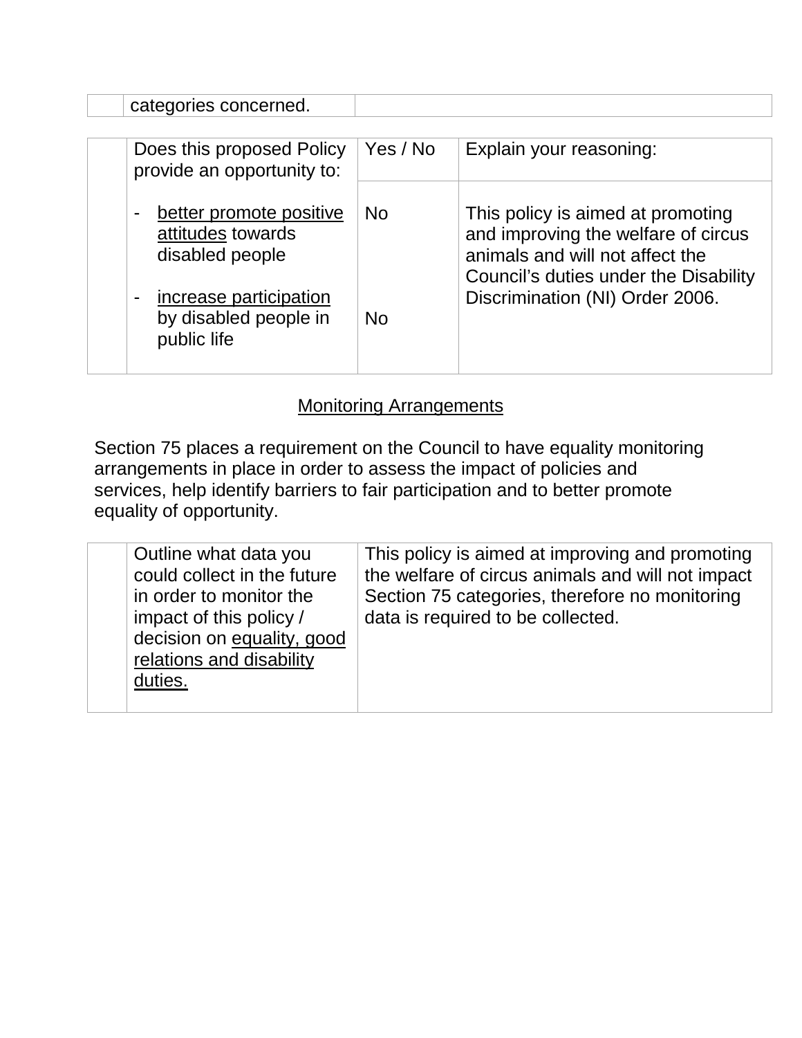| | categories concerned. | |
|---|---|---|

| | Does this proposed Policy provide an opportunity to: | Yes / No | Explain your reasoning: |
|---|---|---|---|
| | - <u>better promote positive attitudes</u> towards disabled people<br><br>- <u>increase participation</u> by disabled people in public life | No<br><br><br>No | This policy is aimed at promoting and improving the welfare of circus animals and will not affect the Council's duties under the Disability Discrimination (NI) Order 2006. |

<u>Monitoring Arrangements</u>

Section 75 places a requirement on the Council to have equality monitoring arrangements in place in order to assess the impact of policies and services, help identify barriers to fair participation and to better promote equality of opportunity.

| | Outline what data you could collect in the future in order to monitor the impact of this policy / decision on <u>equality, good relations and disability duties.</u> | This policy is aimed at improving and promoting the welfare of circus animals and will not impact Section 75 categories, therefore no monitoring data is required to be collected. |
|---|---|---|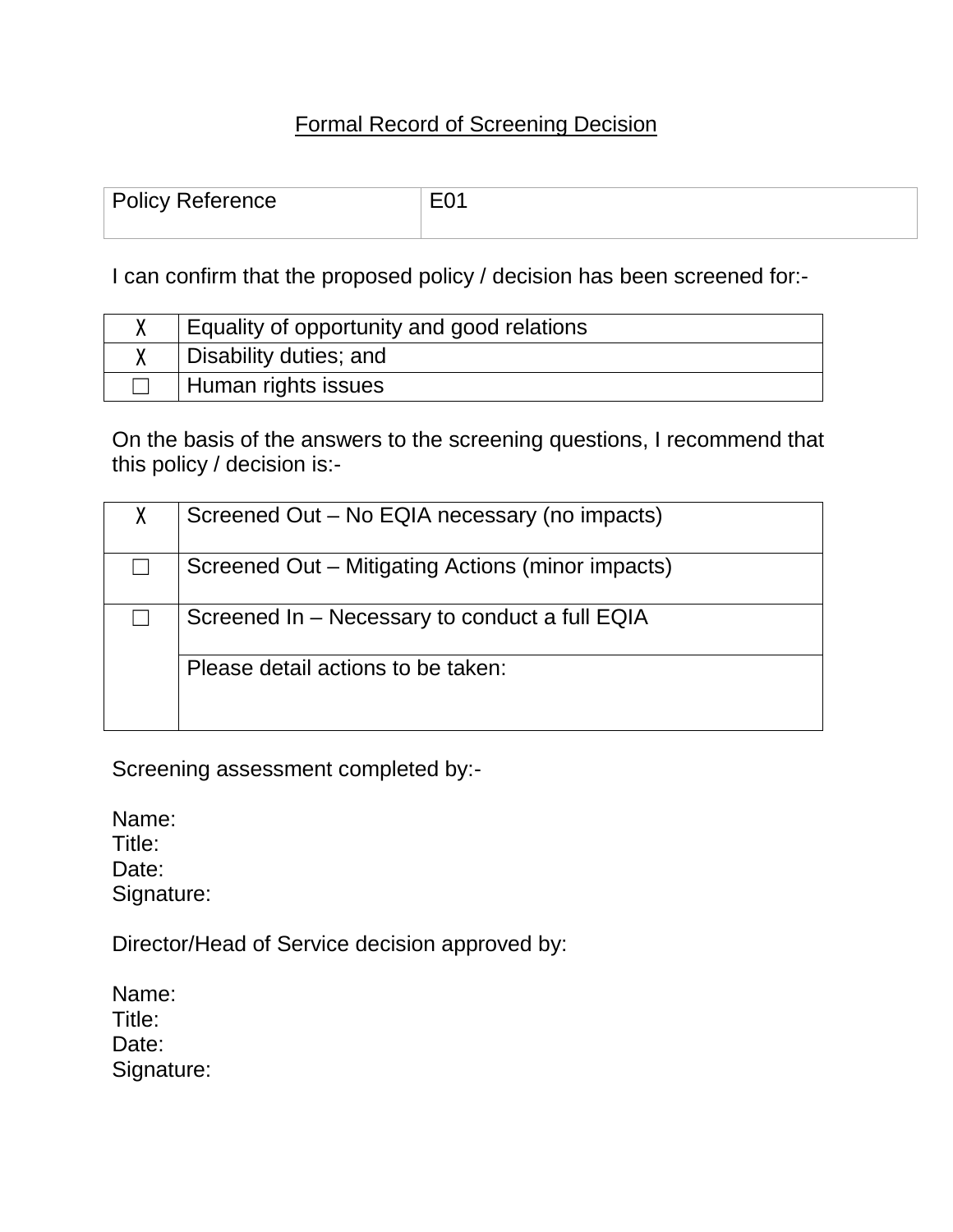## Formal Record of Screening Decision

| Policy Reference | E01 |
|---|---|

I can confirm that the proposed policy / decision has been screened for:-

| | |
|---|---|
| X | Equality of opportunity and good relations |
| X | Disability duties; and |
| ☐ | Human rights issues |

On the basis of the answers to the screening questions, I recommend that this policy / decision is:-

| | |
|---|---|
| X | Screened Out – No EQIA necessary (no impacts) |
| ☐ | Screened Out – Mitigating Actions (minor impacts) |
| ☐ | Screened In – Necessary to conduct a full EQIA |
| | Please detail actions to be taken: |

Screening assessment completed by:-

Name:
Title:
Date:
Signature:

Director/Head of Service decision approved by:

Name:
Title:
Date:
Signature: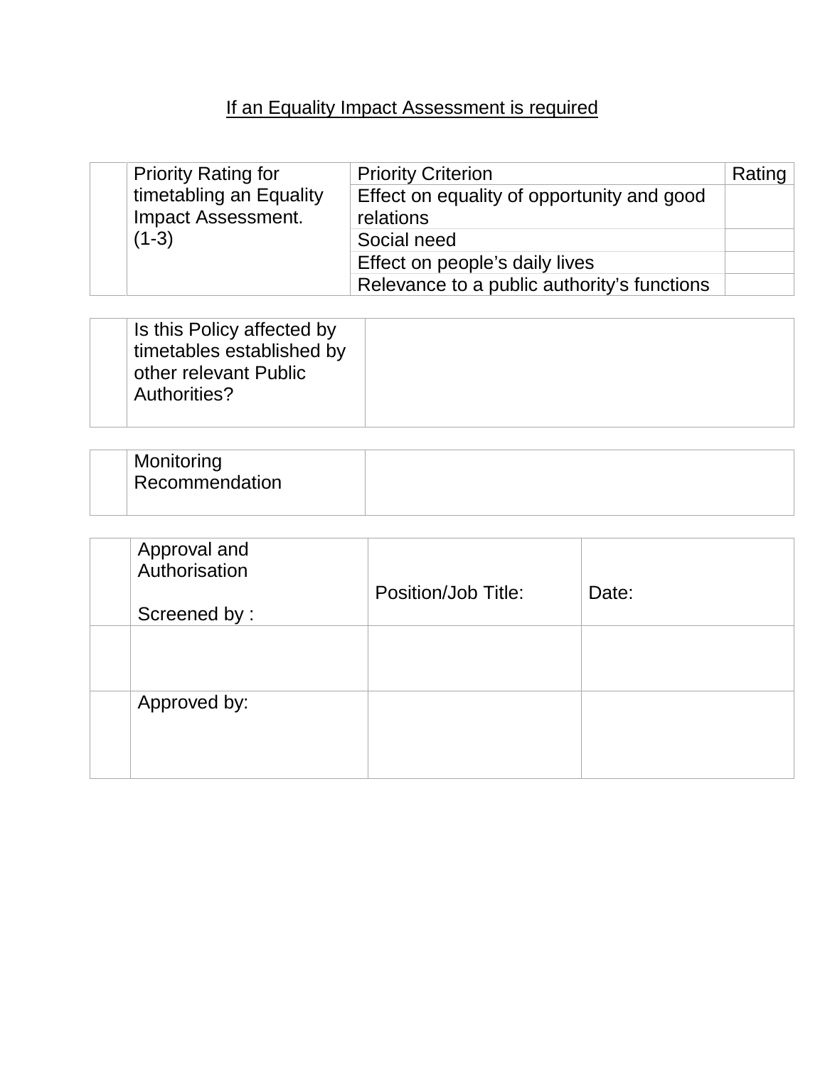<u>If an Equality Impact Assessment is required</u>

| | Priority Rating for timetabling an Equality Impact Assessment. (1-3) | Priority Criterion | Rating |
|---|---|---|---|
| | | Effect on equality of opportunity and good relations | |
| | | Social need | |
| | | Effect on people's daily lives | |
| | | Relevance to a public authority's functions | |

| | Is this Policy affected by timetables established by other relevant Public Authorities? | |
|---|---|---|

| | Monitoring Recommendation | |
|---|---|---|

| | Approval and Authorisation<br><br>Screened by : | Position/Job Title: | Date: |
|---|---|---|---|
| | | | |
| | Approved by: | | |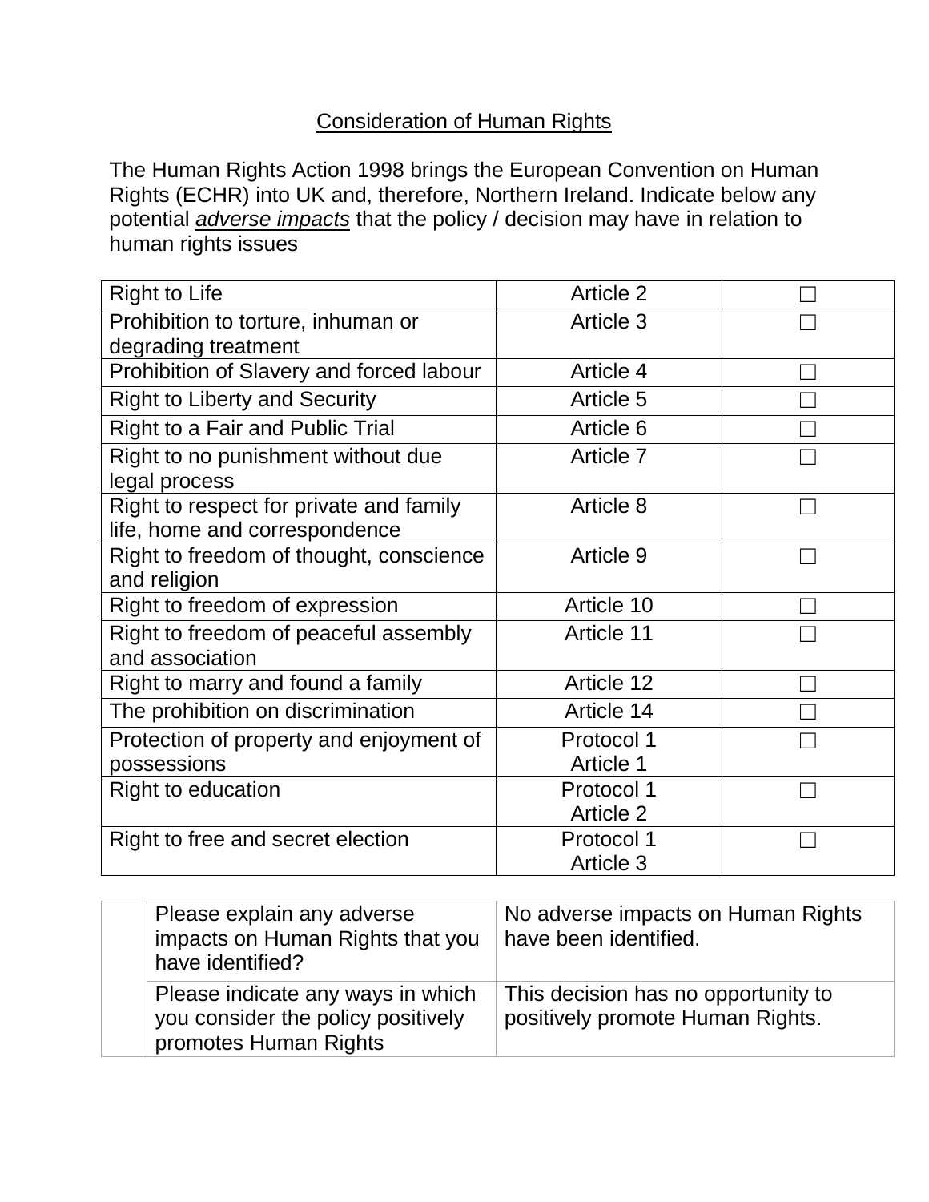Consideration of Human Rights

The Human Rights Action 1998 brings the European Convention on Human Rights (ECHR) into UK and, therefore, Northern Ireland. Indicate below any potential ***adverse impacts*** that the policy / decision may have in relation to human rights issues

| | | |
|---|---|---|
| Right to Life | Article 2 | ☐ |
| Prohibition to torture, inhuman or degrading treatment | Article 3 | ☐ |
| Prohibition of Slavery and forced labour | Article 4 | ☐ |
| Right to Liberty and Security | Article 5 | ☐ |
| Right to a Fair and Public Trial | Article 6 | ☐ |
| Right to no punishment without due legal process | Article 7 | ☐ |
| Right to respect for private and family life, home and correspondence | Article 8 | ☐ |
| Right to freedom of thought, conscience and religion | Article 9 | ☐ |
| Right to freedom of expression | Article 10 | ☐ |
| Right to freedom of peaceful assembly and association | Article 11 | ☐ |
| Right to marry and found a family | Article 12 | ☐ |
| The prohibition on discrimination | Article 14 | ☐ |
| Protection of property and enjoyment of possessions | Protocol 1 Article 1 | ☐ |
| Right to education | Protocol 1 Article 2 | ☐ |
| Right to free and secret election | Protocol 1 Article 3 | ☐ |

| | | |
|---|---|---|
| | Please explain any adverse impacts on Human Rights that you have identified? | No adverse impacts on Human Rights have been identified. |
| | Please indicate any ways in which you consider the policy positively promotes Human Rights | This decision has no opportunity to positively promote Human Rights. |